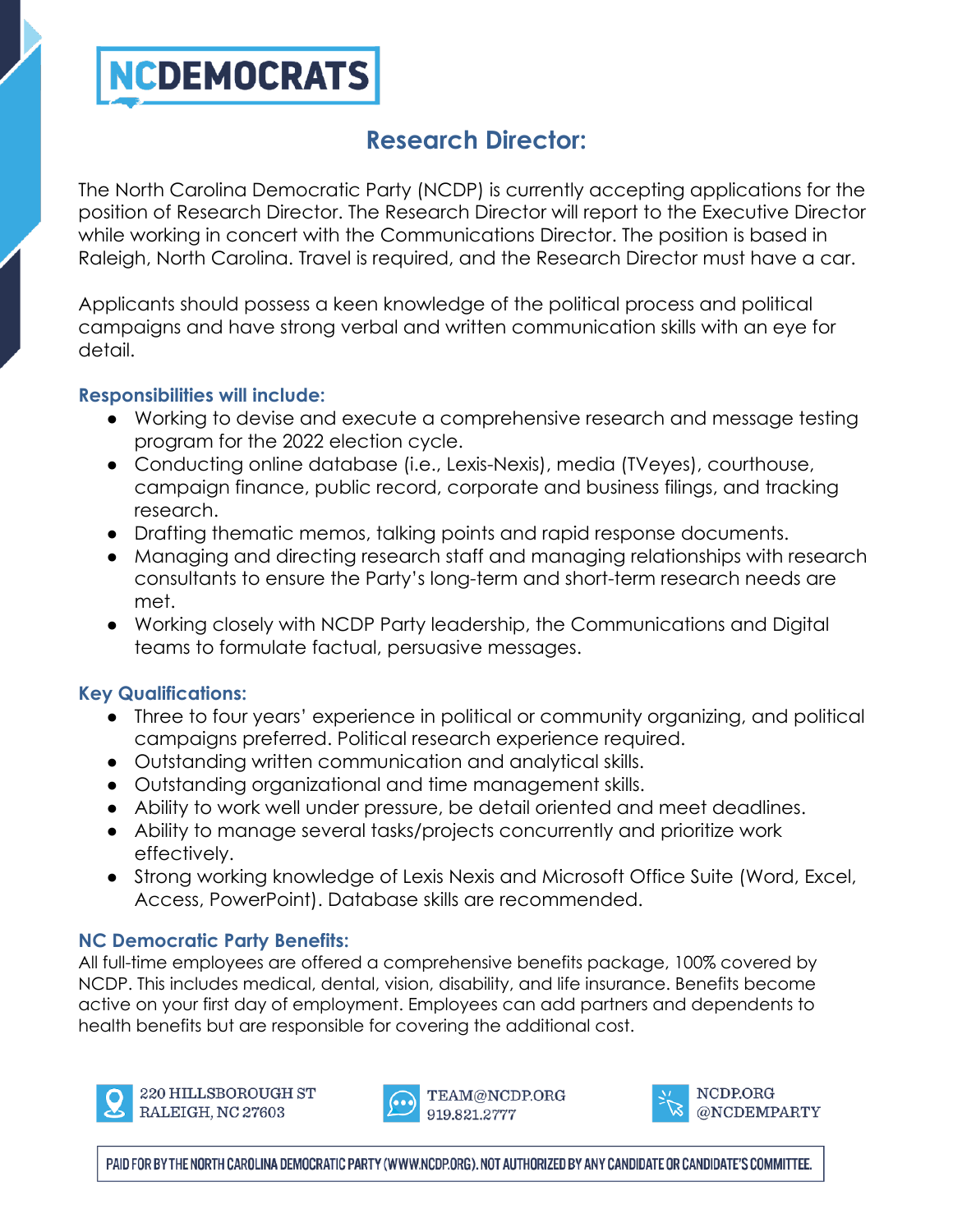NCDEMOCRATS

# Research Director:

The North Carolina Democratic Party (NCDP) is currently accepting applications for the position of Research Director. The Research Director will report to the Executive Director while working in concert with the Communications Director. The position is based in Raleigh, North Carolina. Travel is required, and the Research Director must have a car.

Applicants should possess a keen knowledge of the political process and political campaigns and have strong verbal and written communication skills with an eye for detail.

### Responsibilities will include:

- Working to devise and execute a comprehensive research and message testing program for the 2022 election cycle.
- Conducting online database (i.e., Lexis-Nexis), media (TVeyes), courthouse, campaign finance, public record, corporate and business filings, and tracking research.
- Drafting thematic memos, talking points and rapid response documents.
- Managing and directing research staff and managing relationships with research consultants to ensure the Party's long-term and short-term research needs are met.
- Working closely with NCDP Party leadership, the Communications and Digital teams to formulate factual, persuasive messages.

### Key Qualifications:

- Three to four years' experience in political or community organizing, and political campaigns preferred. Political research experience required.
- Outstanding written communication and analytical skills.
- Outstanding organizational and time management skills.
- Ability to work well under pressure, be detail oriented and meet deadlines.
- Ability to manage several tasks/projects concurrently and prioritize work effectively.
- Strong working knowledge of Lexis Nexis and Microsoft Office Suite (Word, Excel, Access, PowerPoint). Database skills are recommended.

### NC Democratic Party Benefits:

All full-time employees are offered a comprehensive benefits package, 100% covered by NCDP. This includes medical, dental, vision, disability, and life insurance. Benefits become active on your first day of employment. Employees can add partners and dependents to health benefits but are responsible for covering the additional cost.

220 HILLSBOROUGH ST
RALEIGH, NC 27603

TEAM@NCDP.ORG
919.821.2777

NCDP.ORG
@NCDEMPARTY

PAID FOR BY THE NORTH CAROLINA DEMOCRATIC PARTY (WWW.NCDP.ORG). NOT AUTHORIZED BY ANY CANDIDATE OR CANDIDATE'S COMMITTEE.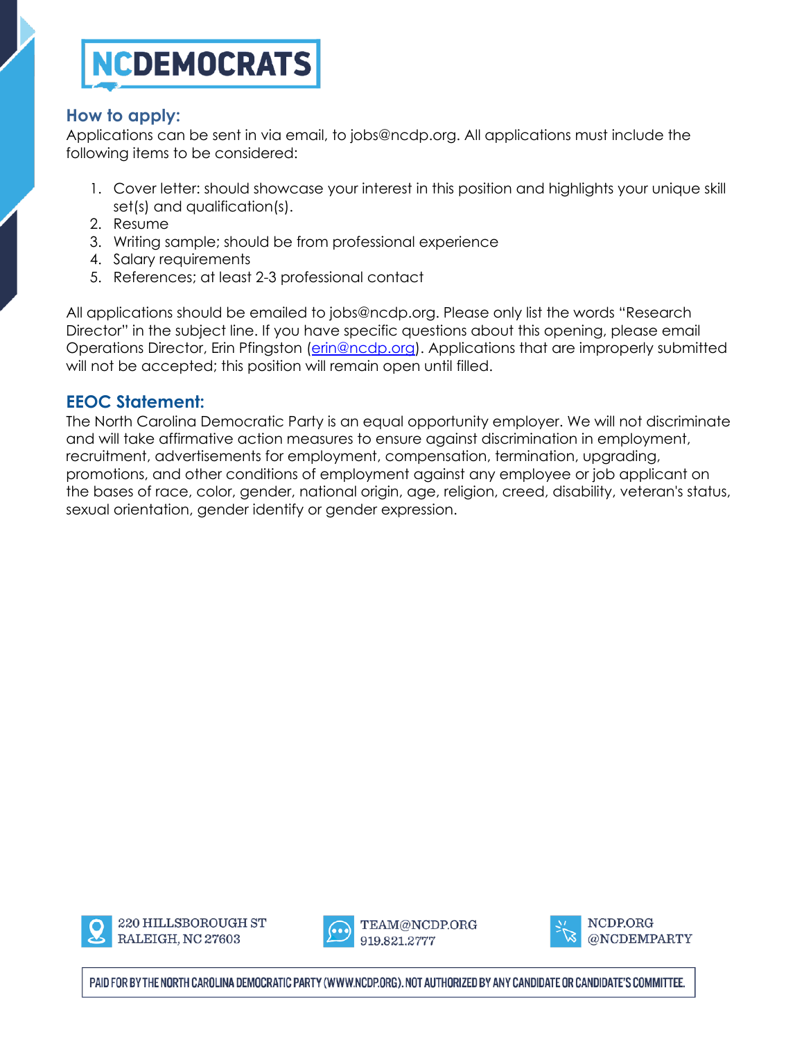## How to apply:

Applications can be sent in via email, to jobs@ncdp.org. All applications must include the following items to be considered:

1. Cover letter: should showcase your interest in this position and highlights your unique skill set(s) and qualification(s).
2. Resume
3. Writing sample; should be from professional experience
4. Salary requirements
5. References; at least 2-3 professional contact

All applications should be emailed to jobs@ncdp.org. Please only list the words "Research Director" in the subject line. If you have specific questions about this opening, please email Operations Director, Erin Pfingston (erin@ncdp.org). Applications that are improperly submitted will not be accepted; this position will remain open until filled.

## EEOC Statement:

The North Carolina Democratic Party is an equal opportunity employer. We will not discriminate and will take affirmative action measures to ensure against discrimination in employment, recruitment, advertisements for employment, compensation, termination, upgrading, promotions, and other conditions of employment against any employee or job applicant on the bases of race, color, gender, national origin, age, religion, creed, disability, veteran's status, sexual orientation, gender identify or gender expression.

220 HILLSBOROUGH ST
RALEIGH, NC 27603

TEAM@NCDP.ORG
919.821.2777

NCDP.ORG
@NCDEMPARTY

PAID FOR BY THE NORTH CAROLINA DEMOCRATIC PARTY (WWW.NCDP.ORG). NOT AUTHORIZED BY ANY CANDIDATE OR CANDIDATE'S COMMITTEE.